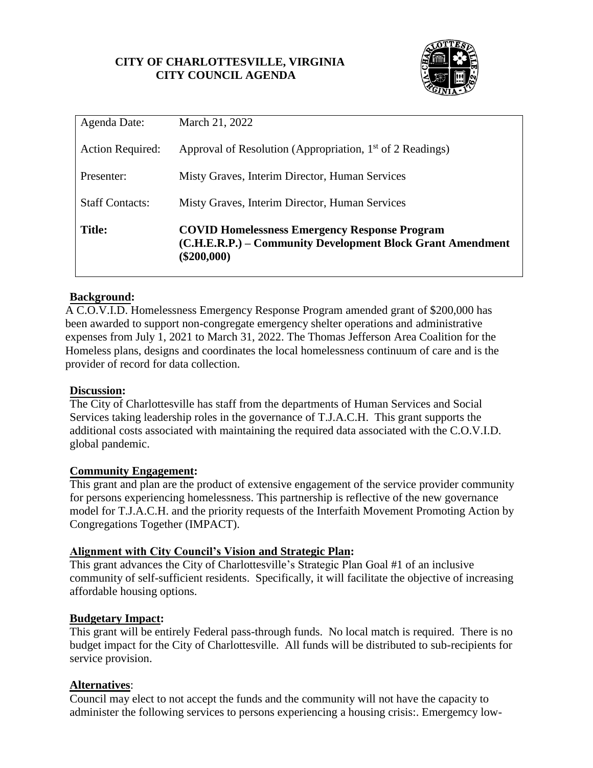**CITY OF CHARLOTTESVILLE, VIRGINIA**
**CITY COUNCIL AGENDA**

| | |
|---|---|
| Agenda Date: | March 21, 2022 |
| Action Required: | Approval of Resolution (Appropriation, 1st of 2 Readings) |
| Presenter: | Misty Graves, Interim Director, Human Services |
| Staff Contacts: | Misty Graves, Interim Director, Human Services |
| **Title:** | **COVID Homelessness Emergency Response Program (C.H.E.R.P.) – Community Development Block Grant Amendment ($200,000)** |

## Background:

A C.O.V.I.D. Homelessness Emergency Response Program amended grant of $200,000 has been awarded to support non-congregate emergency shelter operations and administrative expenses from July 1, 2021 to March 31, 2022. The Thomas Jefferson Area Coalition for the Homeless plans, designs and coordinates the local homelessness continuum of care and is the provider of record for data collection.

## Discussion:

The City of Charlottesville has staff from the departments of Human Services and Social Services taking leadership roles in the governance of T.J.A.C.H. This grant supports the additional costs associated with maintaining the required data associated with the C.O.V.I.D. global pandemic.

## Community Engagement:

This grant and plan are the product of extensive engagement of the service provider community for persons experiencing homelessness. This partnership is reflective of the new governance model for T.J.A.C.H. and the priority requests of the Interfaith Movement Promoting Action by Congregations Together (IMPACT).

## Alignment with City Council's Vision and Strategic Plan:

This grant advances the City of Charlottesville's Strategic Plan Goal #1 of an inclusive community of self-sufficient residents. Specifically, it will facilitate the objective of increasing affordable housing options.

## Budgetary Impact:

This grant will be entirely Federal pass-through funds. No local match is required. There is no budget impact for the City of Charlottesville. All funds will be distributed to sub-recipients for service provision.

## Alternatives:

Council may elect to not accept the funds and the community will not have the capacity to administer the following services to persons experiencing a housing crisis:. Emergemcy low-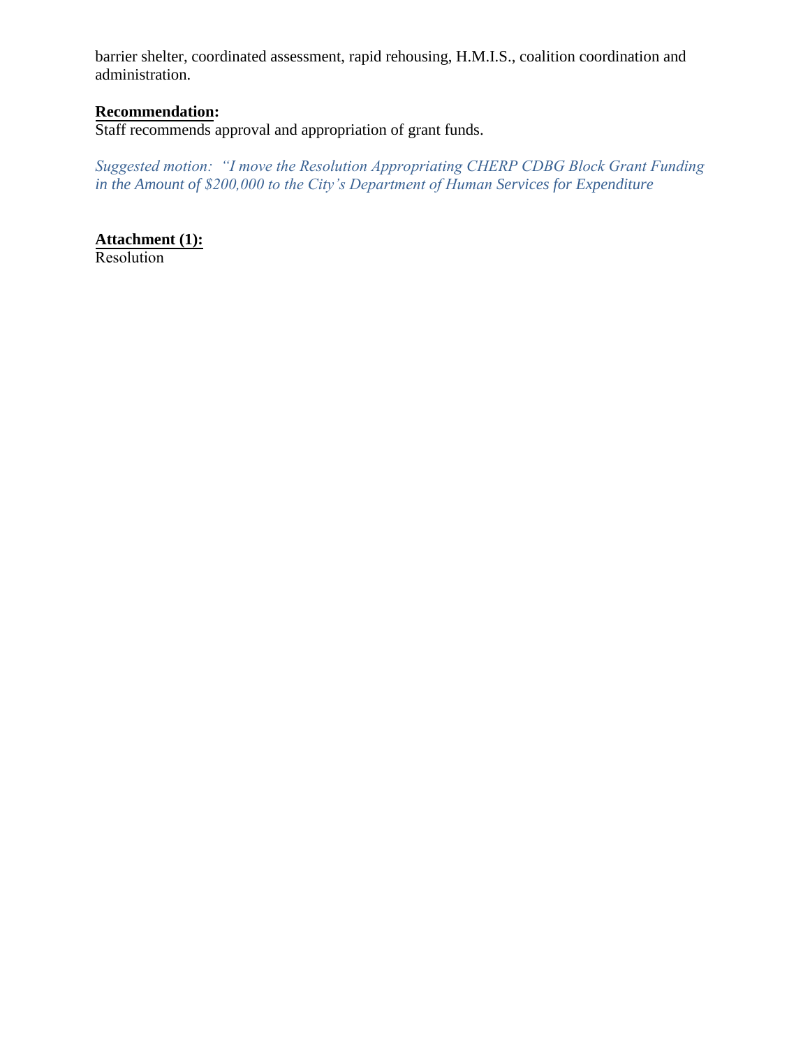barrier shelter, coordinated assessment, rapid rehousing, H.M.I.S., coalition coordination and administration.

**Recommendation:**
Staff recommends approval and appropriation of grant funds.

*Suggested motion: "I move the Resolution Appropriating CHERP CDBG Block Grant Funding in the Amount of $200,000 to the City's Department of Human Services for Expenditure*

**Attachment (1):**
Resolution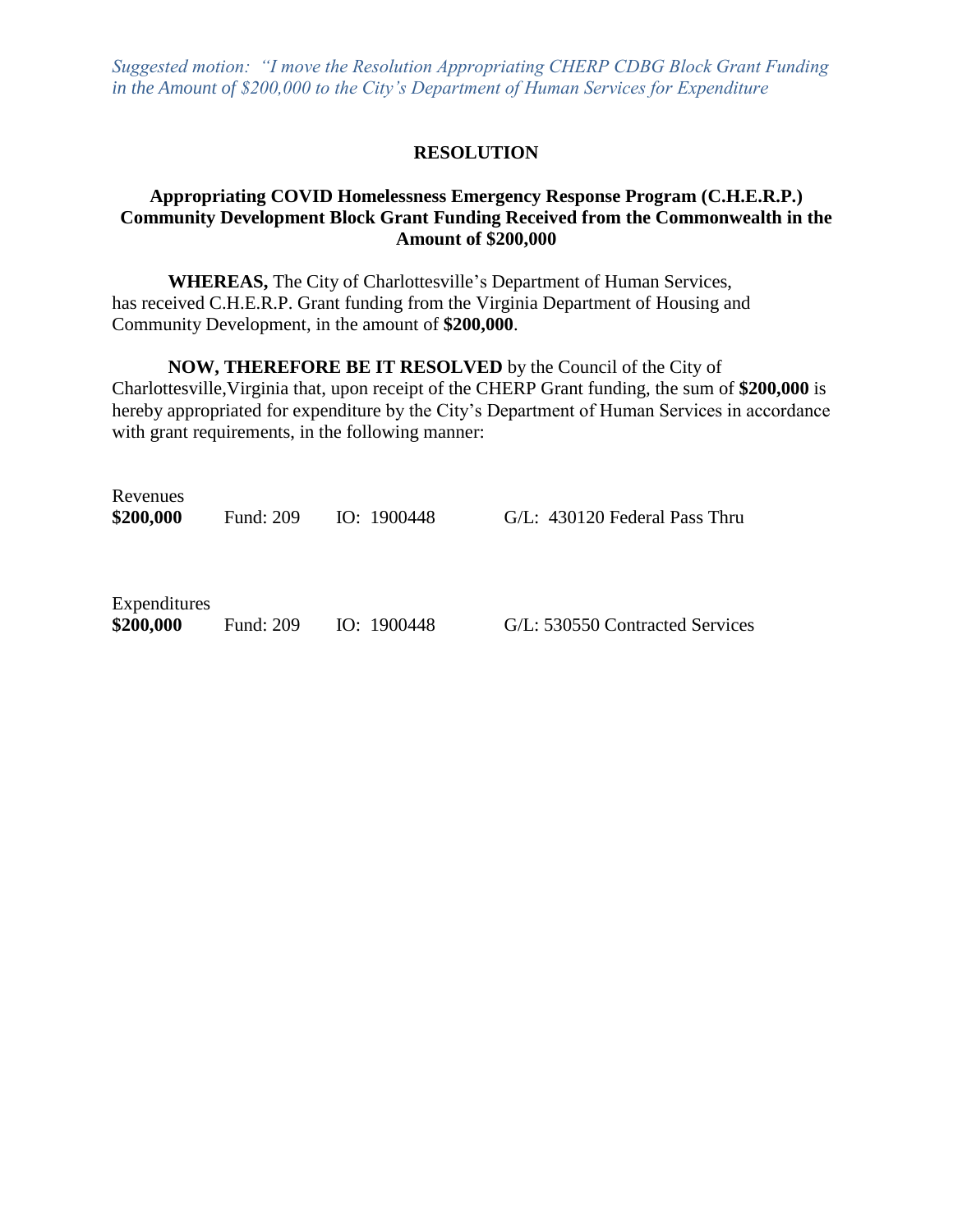*Suggested motion: "I move the Resolution Appropriating CHERP CDBG Block Grant Funding in the Amount of $200,000 to the City's Department of Human Services for Expenditure*

# RESOLUTION

## Appropriating COVID Homelessness Emergency Response Program (C.H.E.R.P.) Community Development Block Grant Funding Received from the Commonwealth in the Amount of $200,000

**WHEREAS,** The City of Charlottesville's Department of Human Services, has received C.H.E.R.P. Grant funding from the Virginia Department of Housing and Community Development, in the amount of **$200,000**.

**NOW, THEREFORE BE IT RESOLVED** by the Council of the City of Charlottesville,Virginia that, upon receipt of the CHERP Grant funding, the sum of **$200,000** is hereby appropriated for expenditure by the City's Department of Human Services in accordance with grant requirements, in the following manner:

Revenues

| | | | |
|---|---|---|---|
| **$200,000** | Fund: 209 | IO: 1900448 | G/L: 430120 Federal Pass Thru |

Expenditures

| | | | |
|---|---|---|---|
| **$200,000** | Fund: 209 | IO: 1900448 | G/L: 530550 Contracted Services |